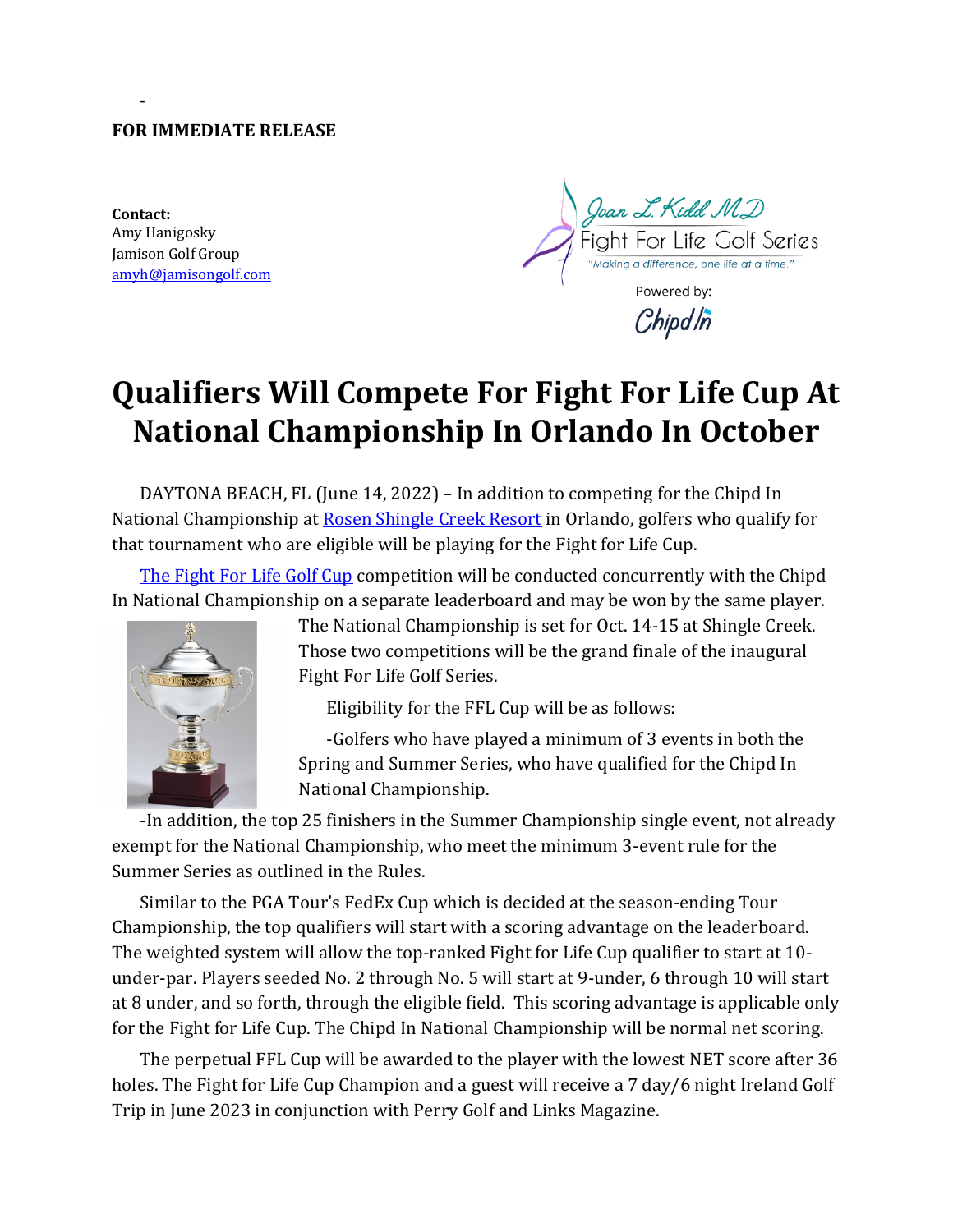-

**FOR IMMEDIATE RELEASE**

**Contact:**
Amy Hanigosky
Jamison Golf Group
[amyh@jamisongolf.com](mailto:amyh@jamisongolf.com)

Joan L. Kidd MD
Fight For Life Golf Series
"Making a difference, one life at a time."

Powered by:
ChipdIn

# Qualifiers Will Compete For Fight For Life Cup At National Championship In Orlando In October

DAYTONA BEACH, FL (June 14, 2022) – In addition to competing for the Chipd In National Championship at Rosen Shingle Creek Resort in Orlando, golfers who qualify for that tournament who are eligible will be playing for the Fight for Life Cup.

The Fight For Life Golf Cup competition will be conducted concurrently with the Chipd In National Championship on a separate leaderboard and may be won by the same player. The National Championship is set for Oct. 14-15 at Shingle Creek. Those two competitions will be the grand finale of the inaugural Fight For Life Golf Series.

Eligibility for the FFL Cup will be as follows:

-Golfers who have played a minimum of 3 events in both the Spring and Summer Series, who have qualified for the Chipd In National Championship.

-In addition, the top 25 finishers in the Summer Championship single event, not already exempt for the National Championship, who meet the minimum 3-event rule for the Summer Series as outlined in the Rules.

Similar to the PGA Tour's FedEx Cup which is decided at the season-ending Tour Championship, the top qualifiers will start with a scoring advantage on the leaderboard. The weighted system will allow the top-ranked Fight for Life Cup qualifier to start at 10-under-par. Players seeded No. 2 through No. 5 will start at 9-under, 6 through 10 will start at 8 under, and so forth, through the eligible field. This scoring advantage is applicable only for the Fight for Life Cup. The Chipd In National Championship will be normal net scoring.

The perpetual FFL Cup will be awarded to the player with the lowest NET score after 36 holes. The Fight for Life Cup Champion and a guest will receive a 7 day/6 night Ireland Golf Trip in June 2023 in conjunction with Perry Golf and Links Magazine.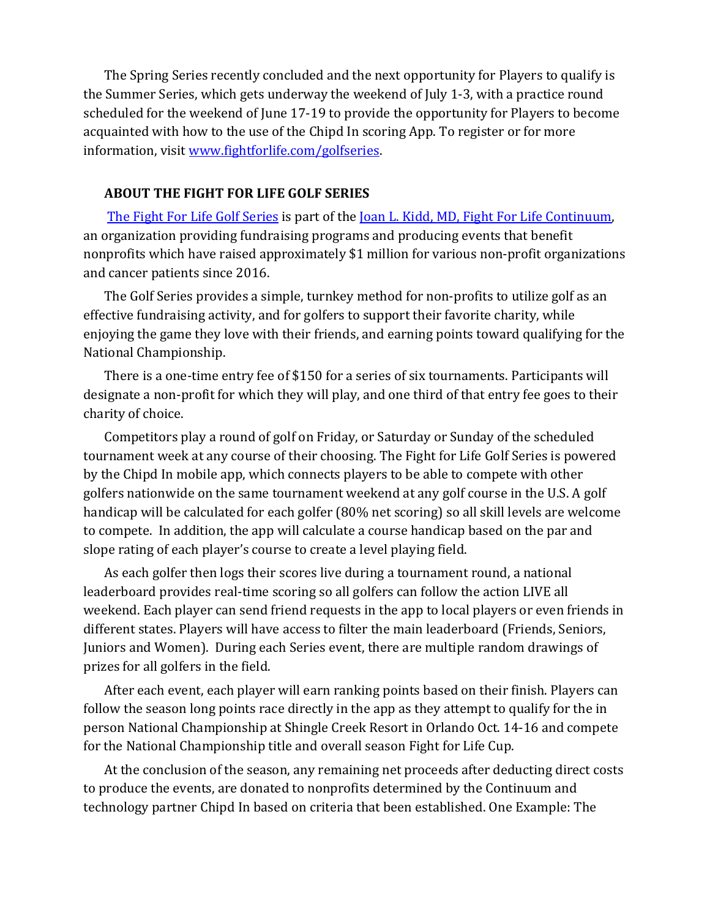The Spring Series recently concluded and the next opportunity for Players to qualify is the Summer Series, which gets underway the weekend of July 1-3, with a practice round scheduled for the weekend of June 17-19 to provide the opportunity for Players to become acquainted with how to the use of the Chipd In scoring App. To register or for more information, visit [www.fightforlife.com/golfseries](www.fightforlife.com/golfseries).

**ABOUT THE FIGHT FOR LIFE GOLF SERIES**

The Fight For Life Golf Series is part of the Joan L. Kidd, MD, Fight For Life Continuum, an organization providing fundraising programs and producing events that benefit nonprofits which have raised approximately $1 million for various non-profit organizations and cancer patients since 2016.

The Golf Series provides a simple, turnkey method for non-profits to utilize golf as an effective fundraising activity, and for golfers to support their favorite charity, while enjoying the game they love with their friends, and earning points toward qualifying for the National Championship.

There is a one-time entry fee of $150 for a series of six tournaments. Participants will designate a non-profit for which they will play, and one third of that entry fee goes to their charity of choice.

Competitors play a round of golf on Friday, or Saturday or Sunday of the scheduled tournament week at any course of their choosing. The Fight for Life Golf Series is powered by the Chipd In mobile app, which connects players to be able to compete with other golfers nationwide on the same tournament weekend at any golf course in the U.S. A golf handicap will be calculated for each golfer (80% net scoring) so all skill levels are welcome to compete. In addition, the app will calculate a course handicap based on the par and slope rating of each player's course to create a level playing field.

As each golfer then logs their scores live during a tournament round, a national leaderboard provides real-time scoring so all golfers can follow the action LIVE all weekend. Each player can send friend requests in the app to local players or even friends in different states. Players will have access to filter the main leaderboard (Friends, Seniors, Juniors and Women). During each Series event, there are multiple random drawings of prizes for all golfers in the field.

After each event, each player will earn ranking points based on their finish. Players can follow the season long points race directly in the app as they attempt to qualify for the in person National Championship at Shingle Creek Resort in Orlando Oct. 14-16 and compete for the National Championship title and overall season Fight for Life Cup.

At the conclusion of the season, any remaining net proceeds after deducting direct costs to produce the events, are donated to nonprofits determined by the Continuum and technology partner Chipd In based on criteria that been established. One Example: The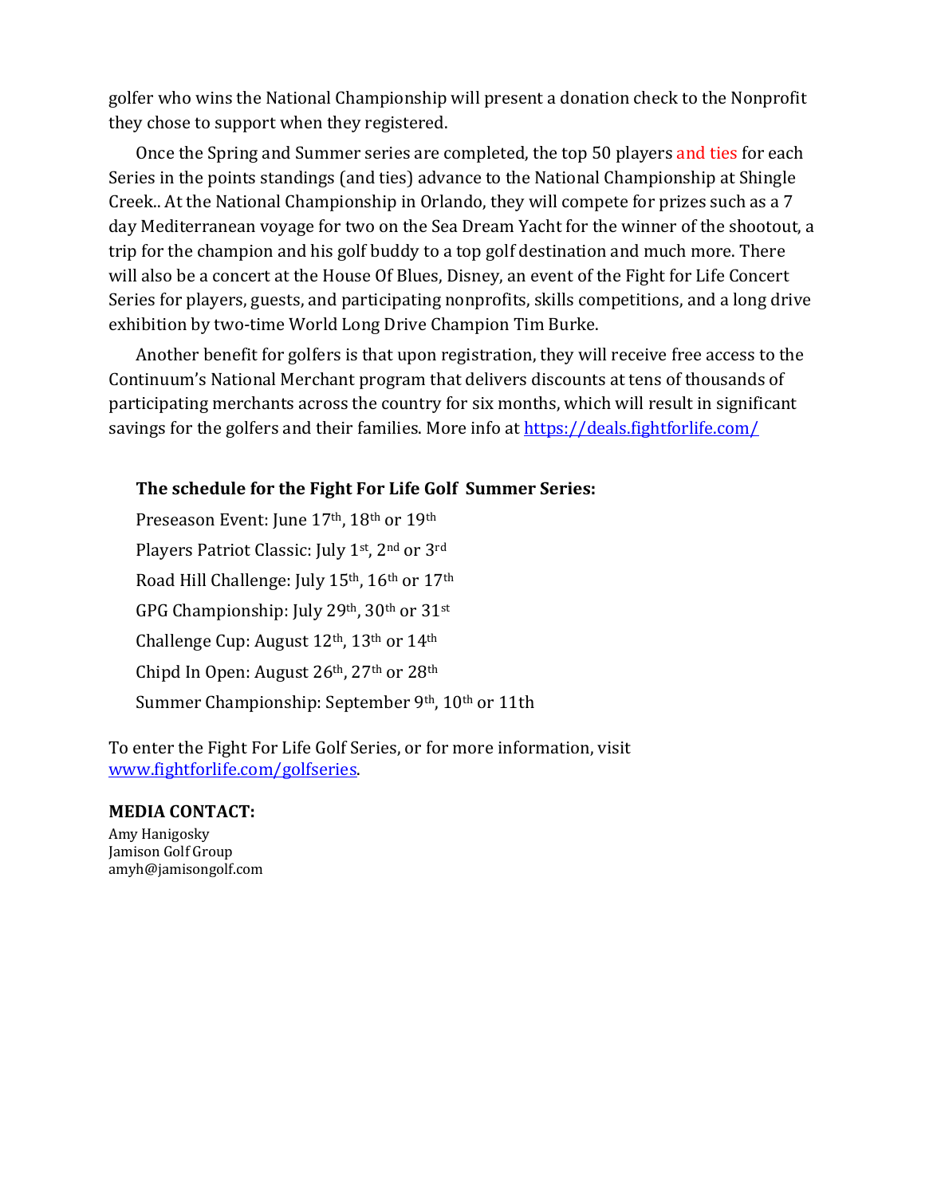golfer who wins the National Championship will present a donation check to the Nonprofit they chose to support when they registered.

Once the Spring and Summer series are completed, the top 50 players and ties for each Series in the points standings (and ties) advance to the National Championship at Shingle Creek.. At the National Championship in Orlando, they will compete for prizes such as a 7 day Mediterranean voyage for two on the Sea Dream Yacht for the winner of the shootout, a trip for the champion and his golf buddy to a top golf destination and much more. There will also be a concert at the House Of Blues, Disney, an event of the Fight for Life Concert Series for players, guests, and participating nonprofits, skills competitions, and a long drive exhibition by two-time World Long Drive Champion Tim Burke.

Another benefit for golfers is that upon registration, they will receive free access to the Continuum's National Merchant program that delivers discounts at tens of thousands of participating merchants across the country for six months, which will result in significant savings for the golfers and their families. More info at [https://deals.fightforlife.com/](https://deals.fightforlife.com/)

**The schedule for the Fight For Life Golf Summer Series:**

Preseason Event: June 17th, 18th or 19th

Players Patriot Classic: July 1st, 2nd or 3rd

Road Hill Challenge: July 15th, 16th or 17th

GPG Championship: July 29th, 30th or 31st

Challenge Cup: August 12th, 13th or 14th

Chipd In Open: August 26th, 27th or 28th

Summer Championship: September 9th, 10th or 11th

To enter the Fight For Life Golf Series, or for more information, visit [www.fightforlife.com/golfseries](www.fightforlife.com/golfseries).

**MEDIA CONTACT:**

Amy Hanigosky
Jamison Golf Group
amyh@jamisongolf.com